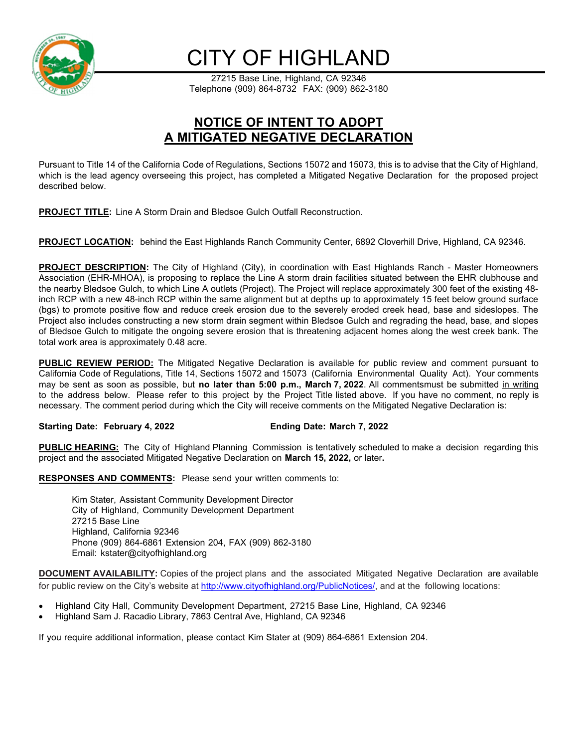# CITY OF HIGHLAND

27215 Base Line, Highland, CA 92346
Telephone (909) 864-8732 FAX: (909) 862-3180

## NOTICE OF INTENT TO ADOPT A MITIGATED NEGATIVE DECLARATION

Pursuant to Title 14 of the California Code of Regulations, Sections 15072 and 15073, this is to advise that the City of Highland, which is the lead agency overseeing this project, has completed a Mitigated Negative Declaration for the proposed project described below.

**PROJECT TITLE:** Line A Storm Drain and Bledsoe Gulch Outfall Reconstruction.

**PROJECT LOCATION:** behind the East Highlands Ranch Community Center, 6892 Cloverhill Drive, Highland, CA 92346.

**PROJECT DESCRIPTION:** The City of Highland (City), in coordination with East Highlands Ranch - Master Homeowners Association (EHR-MHOA), is proposing to replace the Line A storm drain facilities situated between the EHR clubhouse and the nearby Bledsoe Gulch, to which Line A outlets (Project). The Project will replace approximately 300 feet of the existing 48-inch RCP with a new 48-inch RCP within the same alignment but at depths up to approximately 15 feet below ground surface (bgs) to promote positive flow and reduce creek erosion due to the severely eroded creek head, base and sideslopes. The Project also includes constructing a new storm drain segment within Bledsoe Gulch and regrading the head, base, and slopes of Bledsoe Gulch to mitigate the ongoing severe erosion that is threatening adjacent homes along the west creek bank. The total work area is approximately 0.48 acre.

**PUBLIC REVIEW PERIOD:** The Mitigated Negative Declaration is available for public review and comment pursuant to California Code of Regulations, Title 14, Sections 15072 and 15073 (California Environmental Quality Act). Your comments may be sent as soon as possible, but **no later than 5:00 p.m., March 7, 2022**. All commentsmust be submitted in writing to the address below. Please refer to this project by the Project Title listed above. If you have no comment, no reply is necessary. The comment period during which the City will receive comments on the Mitigated Negative Declaration is:

**Starting Date: February 4, 2022** **Ending Date: March 7, 2022**

**PUBLIC HEARING:** The City of Highland Planning Commission is tentatively scheduled to make a decision regarding this project and the associated Mitigated Negative Declaration on **March 15, 2022,** or later**.**

**RESPONSES AND COMMENTS:** Please send your written comments to:

Kim Stater, Assistant Community Development Director
City of Highland, Community Development Department
27215 Base Line
Highland, California 92346
Phone (909) 864-6861 Extension 204, FAX (909) 862-3180
Email: kstater@cityofhighland.org

**DOCUMENT AVAILABILITY:** Copies of the project plans and the associated Mitigated Negative Declaration are available for public review on the City's website at http://www.cityofhighland.org/PublicNotices/, and at the following locations:

- Highland City Hall, Community Development Department, 27215 Base Line, Highland, CA 92346
- Highland Sam J. Racadio Library, 7863 Central Ave, Highland, CA 92346

If you require additional information, please contact Kim Stater at (909) 864-6861 Extension 204.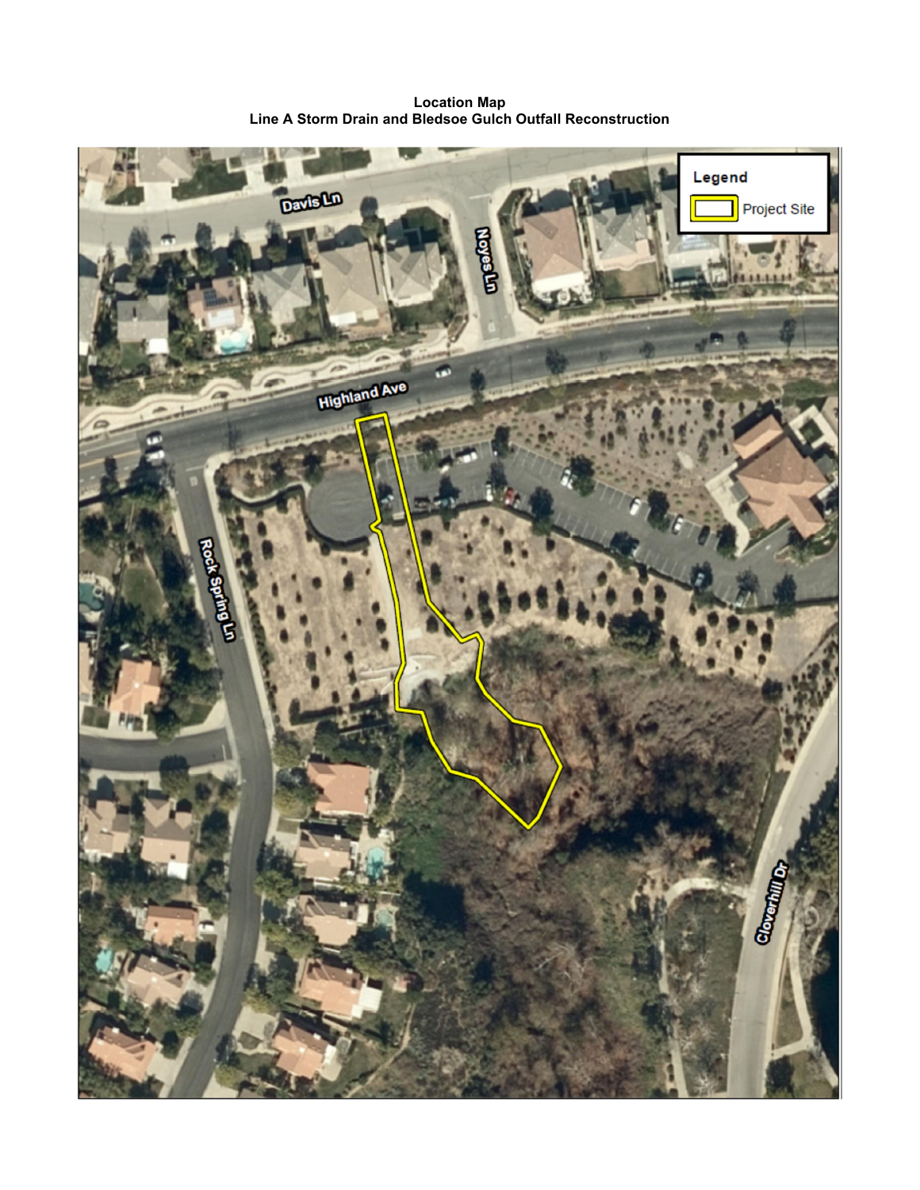**Location Map**
**Line A Storm Drain and Bledsoe Gulch Outfall Reconstruction**

Legend

Project Site

Davis Ln

Noyes Ln

Highland Ave

Rock Spring Ln

Cloverhill Dr